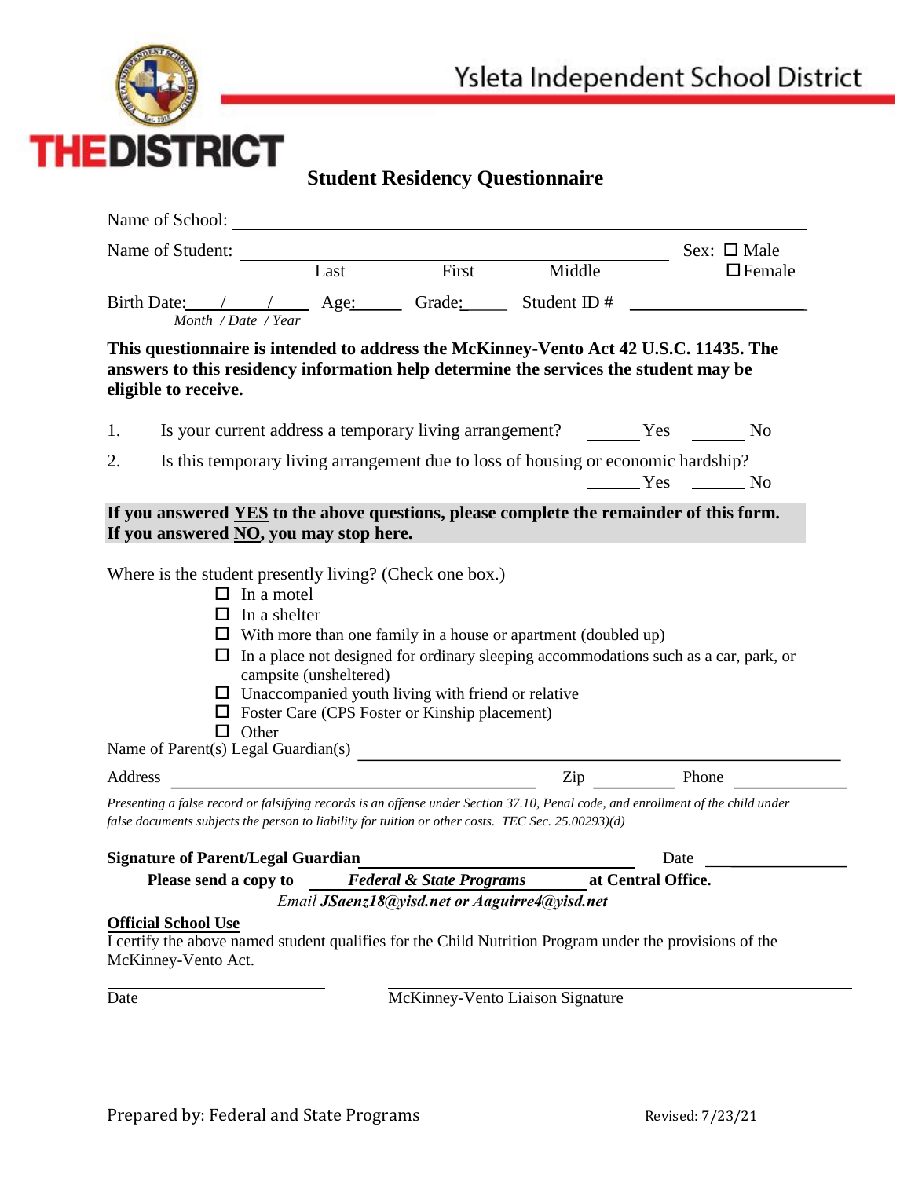Ysleta Independent School District

THEDISTRICT

# Student Residency Questionnaire

Name of School: ______________________________________________

Name of Student: ______________________________________ Sex: ☐ Male ☐ Female
Last First Middle

Birth Date: ____/____/____ Age: ______ Grade: ______ Student ID # ____________________
*Month / Date / Year*

**This questionnaire is intended to address the McKinney-Vento Act 42 U.S.C. 11435. The answers to this residency information help determine the services the student may be eligible to receive.**

1. Is your current address a temporary living arrangement? ______ Yes ______ No
2. Is this temporary living arrangement due to loss of housing or economic hardship? ______ Yes ______ No

**If you answered YES to the above questions, please complete the remainder of this form. If you answered NO, you may stop here.**

Where is the student presently living? (Check one box.)

- ☐ In a motel
- ☐ In a shelter
- ☐ With more than one family in a house or apartment (doubled up)
- ☐ In a place not designed for ordinary sleeping accommodations such as a car, park, or campsite (unsheltered)
- ☐ Unaccompanied youth living with friend or relative
- ☐ Foster Care (CPS Foster or Kinship placement)
- ☐ Other

Name of Parent(s) Legal Guardian(s) ______________________________________________

Address ______________________________________ Zip __________ Phone ______________

*Presenting a false record or falsifying records is an offense under Section 37.10, Penal code, and enrollment of the child under false documents subjects the person to liability for tuition or other costs. TEC Sec. 25.00293)(d)*

**Signature of Parent/Legal Guardian** ______________________________ Date ______________

**Please send a copy to** ***Federal & State Programs*** **at Central Office.**
*Email **JSaenz18@yisd.net or Aaguirre4@yisd.net***

**Official School Use**

I certify the above named student qualifies for the Child Nutrition Program under the provisions of the McKinney-Vento Act.

______________________ ______________________________________
Date McKinney-Vento Liaison Signature

Prepared by: Federal and State Programs Revised: 7/23/21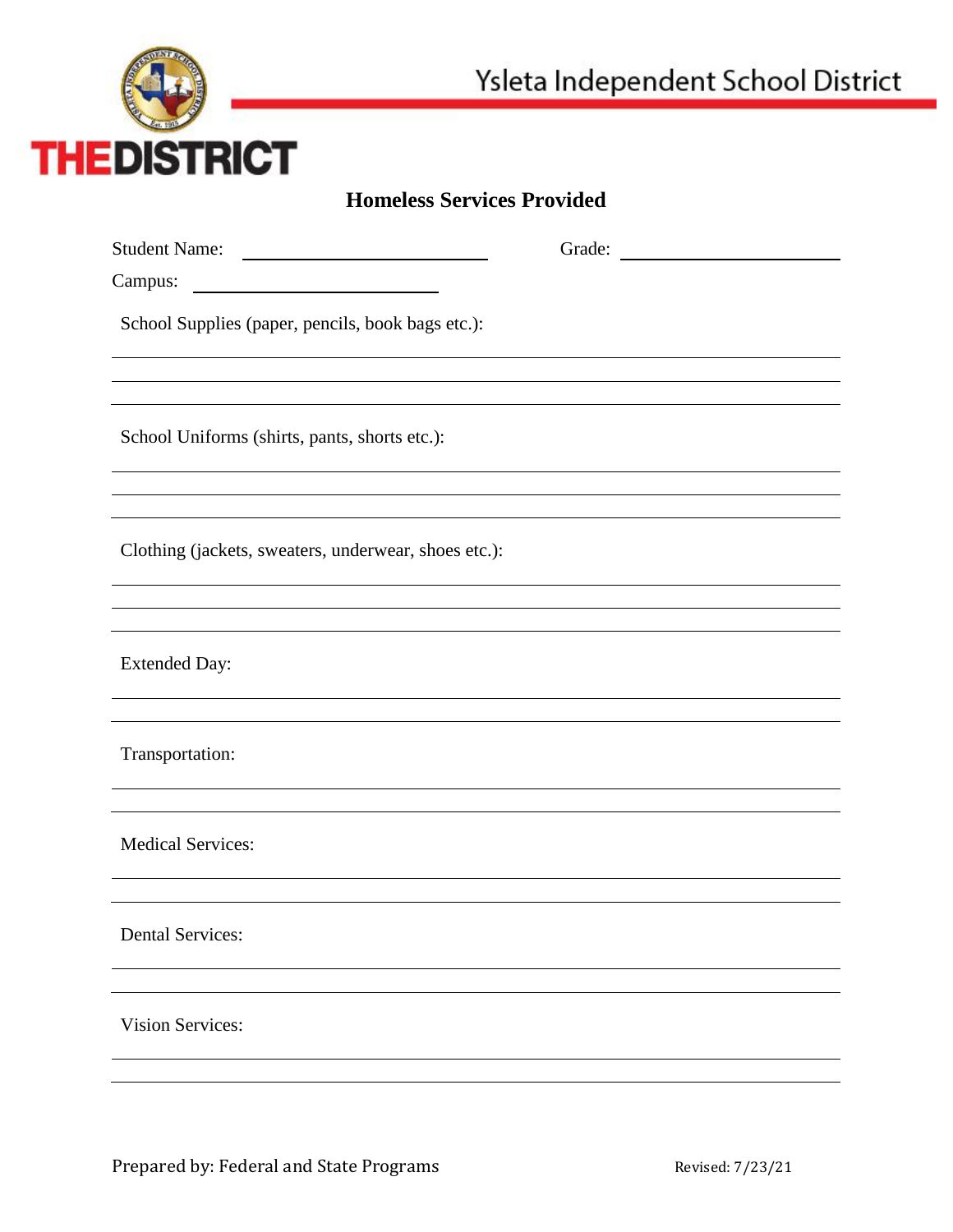Ysleta Independent School District

THEDISTRICT

## Homeless Services Provided

Student Name: ______________________ Grade: ______________________

Campus: ______________________

School Supplies (paper, pencils, book bags etc.):

________________________________________________________________________________

________________________________________________________________________________

________________________________________________________________________________

School Uniforms (shirts, pants, shorts etc.):

________________________________________________________________________________

________________________________________________________________________________

________________________________________________________________________________

Clothing (jackets, sweaters, underwear, shoes etc.):

________________________________________________________________________________

________________________________________________________________________________

________________________________________________________________________________

Extended Day:

________________________________________________________________________________

________________________________________________________________________________

Transportation:

________________________________________________________________________________

________________________________________________________________________________

Medical Services:

________________________________________________________________________________

________________________________________________________________________________

Dental Services:

________________________________________________________________________________

________________________________________________________________________________

Vision Services:

________________________________________________________________________________

________________________________________________________________________________

Prepared by: Federal and State Programs

Revised: 7/23/21